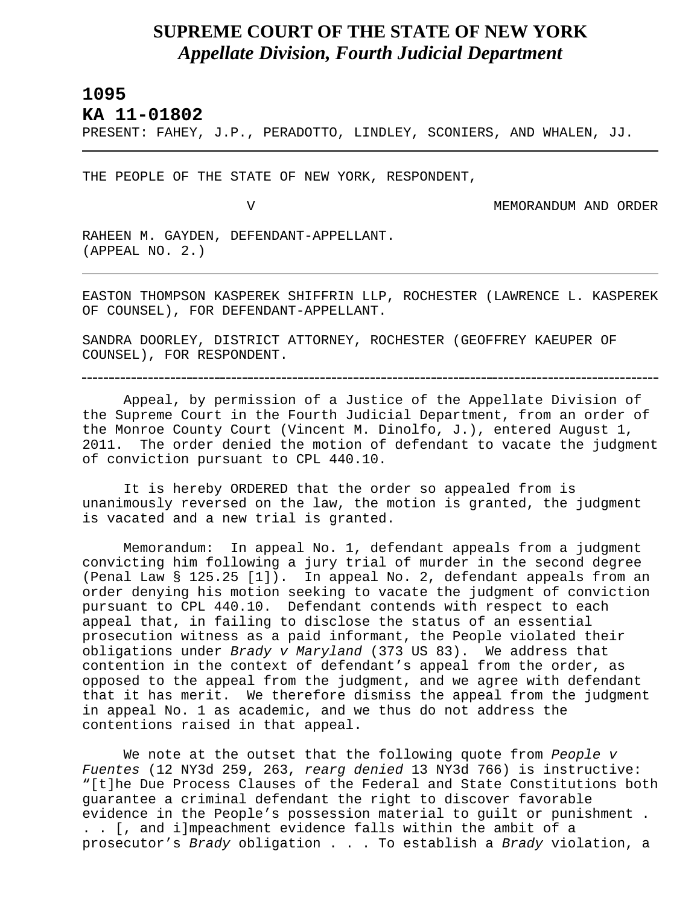# SUPREME COURT OF THE STATE OF NEW YORK
## *Appellate Division, Fourth Judicial Department*

**1095**

**KA 11-01802**

PRESENT: FAHEY, J.P., PERADOTTO, LINDLEY, SCONIERS, AND WHALEN, JJ.

---

THE PEOPLE OF THE STATE OF NEW YORK, RESPONDENT,

V MEMORANDUM AND ORDER

RAHEEN M. GAYDEN, DEFENDANT-APPELLANT.
(APPEAL NO. 2.)

---

EASTON THOMPSON KASPEREK SHIFFRIN LLP, ROCHESTER (LAWRENCE L. KASPEREK OF COUNSEL), FOR DEFENDANT-APPELLANT.

SANDRA DOORLEY, DISTRICT ATTORNEY, ROCHESTER (GEOFFREY KAEUPER OF COUNSEL), FOR RESPONDENT.

---

Appeal, by permission of a Justice of the Appellate Division of the Supreme Court in the Fourth Judicial Department, from an order of the Monroe County Court (Vincent M. Dinolfo, J.), entered August 1, 2011. The order denied the motion of defendant to vacate the judgment of conviction pursuant to CPL 440.10.

It is hereby ORDERED that the order so appealed from is unanimously reversed on the law, the motion is granted, the judgment is vacated and a new trial is granted.

Memorandum: In appeal No. 1, defendant appeals from a judgment convicting him following a jury trial of murder in the second degree (Penal Law § 125.25 [1]). In appeal No. 2, defendant appeals from an order denying his motion seeking to vacate the judgment of conviction pursuant to CPL 440.10. Defendant contends with respect to each appeal that, in failing to disclose the status of an essential prosecution witness as a paid informant, the People violated their obligations under *Brady v Maryland* (373 US 83). We address that contention in the context of defendant's appeal from the order, as opposed to the appeal from the judgment, and we agree with defendant that it has merit. We therefore dismiss the appeal from the judgment in appeal No. 1 as academic, and we thus do not address the contentions raised in that appeal.

We note at the outset that the following quote from *People v Fuentes* (12 NY3d 259, 263, *rearg denied* 13 NY3d 766) is instructive: "[t]he Due Process Clauses of the Federal and State Constitutions both guarantee a criminal defendant the right to discover favorable evidence in the People's possession material to guilt or punishment . . . [, and i]mpeachment evidence falls within the ambit of a prosecutor's *Brady* obligation . . . To establish a *Brady* violation, a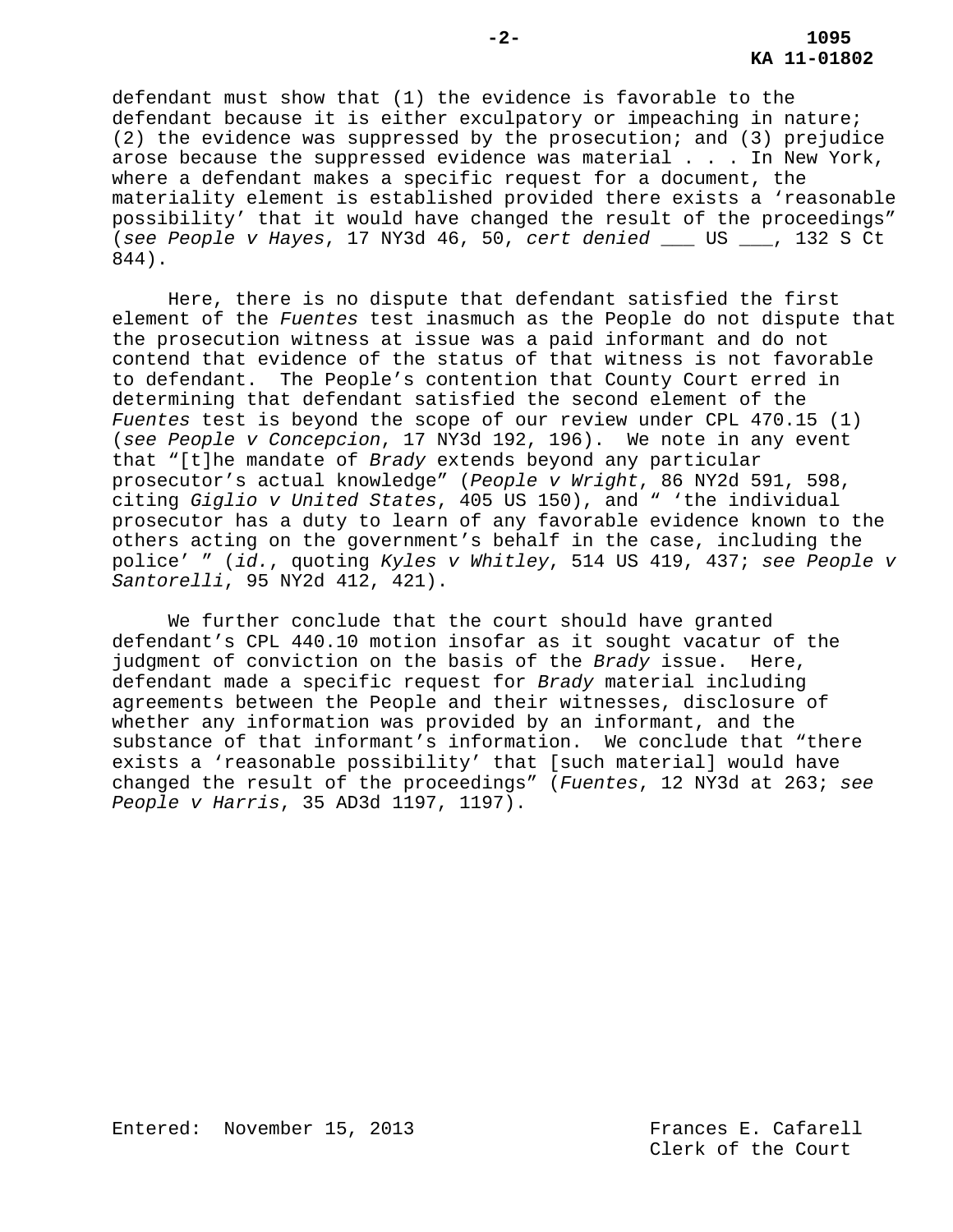defendant must show that (1) the evidence is favorable to the defendant because it is either exculpatory or impeaching in nature; (2) the evidence was suppressed by the prosecution; and (3) prejudice arose because the suppressed evidence was material . . . In New York, where a defendant makes a specific request for a document, the materiality element is established provided there exists a 'reasonable possibility' that it would have changed the result of the proceedings" (*see People v Hayes*, 17 NY3d 46, 50, *cert denied* ___ US ___, 132 S Ct 844).

Here, there is no dispute that defendant satisfied the first element of the *Fuentes* test inasmuch as the People do not dispute that the prosecution witness at issue was a paid informant and do not contend that evidence of the status of that witness is not favorable to defendant. The People's contention that County Court erred in determining that defendant satisfied the second element of the *Fuentes* test is beyond the scope of our review under CPL 470.15 (1) (*see People v Concepcion*, 17 NY3d 192, 196). We note in any event that "[t]he mandate of *Brady* extends beyond any particular prosecutor's actual knowledge" (*People v Wright*, 86 NY2d 591, 598, citing *Giglio v United States*, 405 US 150), and " 'the individual prosecutor has a duty to learn of any favorable evidence known to the others acting on the government's behalf in the case, including the police' " (*id.*, quoting *Kyles v Whitley*, 514 US 419, 437; *see People v Santorelli*, 95 NY2d 412, 421).

We further conclude that the court should have granted defendant's CPL 440.10 motion insofar as it sought vacatur of the judgment of conviction on the basis of the *Brady* issue. Here, defendant made a specific request for *Brady* material including agreements between the People and their witnesses, disclosure of whether any information was provided by an informant, and the substance of that informant's information. We conclude that "there exists a 'reasonable possibility' that [such material] would have changed the result of the proceedings" (*Fuentes*, 12 NY3d at 263; *see People v Harris*, 35 AD3d 1197, 1197).

Entered: November 15, 2013

Frances E. Cafarell
Clerk of the Court